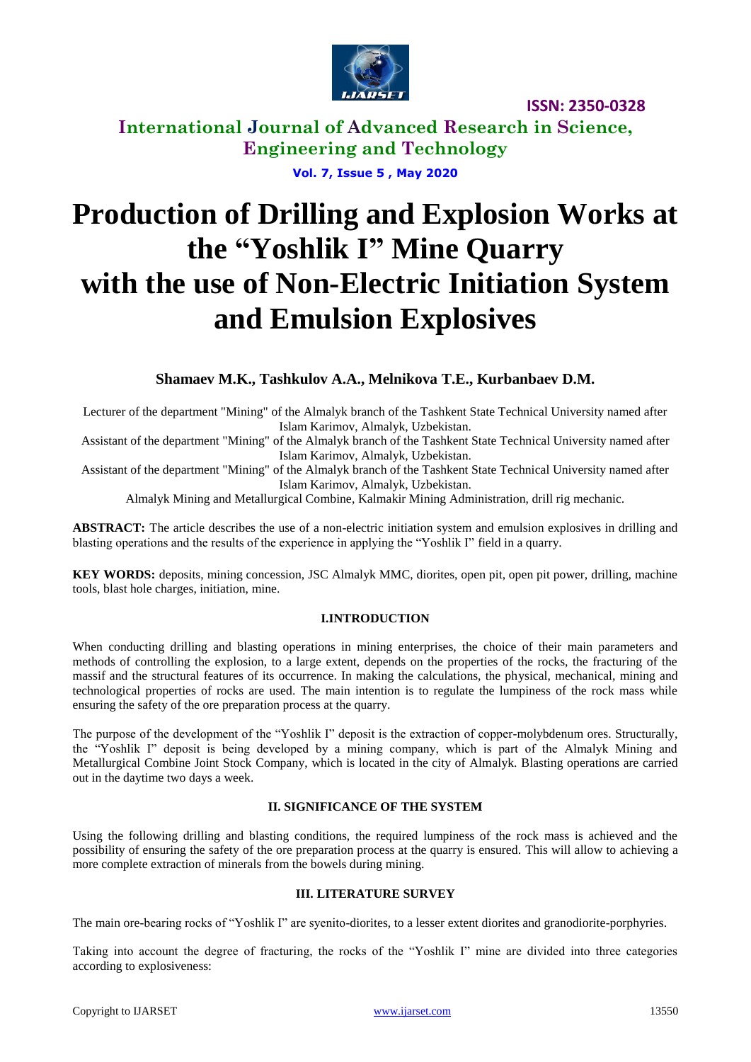# Production of Drilling and Explosion Works at the "Yoshlik I" Mine Quarry with the use of Non-Electric Initiation System and Emulsion Explosives

**Shamaev M.K., Tashkulov A.A., Melnikova T.E., Kurbanbaev D.M.**

Lecturer of the department "Mining" of the Almalyk branch of the Tashkent State Technical University named after Islam Karimov, Almalyk, Uzbekistan.

Assistant of the department "Mining" of the Almalyk branch of the Tashkent State Technical University named after Islam Karimov, Almalyk, Uzbekistan.

Assistant of the department "Mining" of the Almalyk branch of the Tashkent State Technical University named after Islam Karimov, Almalyk, Uzbekistan.

Almalyk Mining and Metallurgical Combine, Kalmakir Mining Administration, drill rig mechanic.

**ABSTRACT:** The article describes the use of a non-electric initiation system and emulsion explosives in drilling and blasting operations and the results of the experience in applying the "Yoshlik I" field in a quarry.

**KEY WORDS:** deposits, mining concession, JSC Almalyk MMC, diorites, open pit, open pit power, drilling, machine tools, blast hole charges, initiation, mine.

## I.INTRODUCTION

When conducting drilling and blasting operations in mining enterprises, the choice of their main parameters and methods of controlling the explosion, to a large extent, depends on the properties of the rocks, the fracturing of the massif and the structural features of its occurrence. In making the calculations, the physical, mechanical, mining and technological properties of rocks are used. The main intention is to regulate the lumpiness of the rock mass while ensuring the safety of the ore preparation process at the quarry.

The purpose of the development of the "Yoshlik I" deposit is the extraction of copper-molybdenum ores. Structurally, the "Yoshlik I" deposit is being developed by a mining company, which is part of the Almalyk Mining and Metallurgical Combine Joint Stock Company, which is located in the city of Almalyk. Blasting operations are carried out in the daytime two days a week.

## II. SIGNIFICANCE OF THE SYSTEM

Using the following drilling and blasting conditions, the required lumpiness of the rock mass is achieved and the possibility of ensuring the safety of the ore preparation process at the quarry is ensured. This will allow to achieving a more complete extraction of minerals from the bowels during mining.

## III. LITERATURE SURVEY

The main ore-bearing rocks of "Yoshlik I" are syenito-diorites, to a lesser extent diorites and granodiorite-porphyries.

Taking into account the degree of fracturing, the rocks of the "Yoshlik I" mine are divided into three categories according to explosiveness: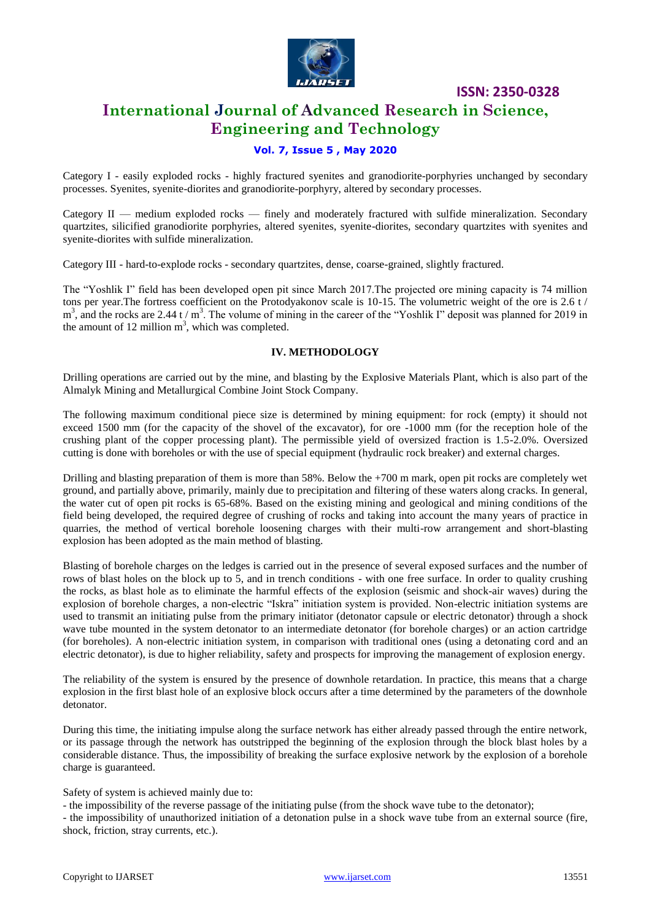Category I - easily exploded rocks - highly fractured syenites and granodiorite-porphyries unchanged by secondary processes. Syenites, syenite-diorites and granodiorite-porphyry, altered by secondary processes.

Category II — medium exploded rocks — finely and moderately fractured with sulfide mineralization. Secondary quartzites, silicified granodiorite porphyries, altered syenites, syenite-diorites, secondary quartzites with syenites and syenite-diorites with sulfide mineralization.

Category III - hard-to-explode rocks - secondary quartzites, dense, coarse-grained, slightly fractured.

The "Yoshlik I" field has been developed open pit since March 2017.The projected ore mining capacity is 74 million tons per year.The fortress coefficient on the Protodyakonov scale is 10-15. The volumetric weight of the ore is 2.6 t / $m^3$, and the rocks are 2.44 t / $m^3$. The volume of mining in the career of the "Yoshlik I" deposit was planned for 2019 in the amount of 12 million $m^3$, which was completed.

## IV. METHODOLOGY

Drilling operations are carried out by the mine, and blasting by the Explosive Materials Plant, which is also part of the Almalyk Mining and Metallurgical Combine Joint Stock Company.

The following maximum conditional piece size is determined by mining equipment: for rock (empty) it should not exceed 1500 mm (for the capacity of the shovel of the excavator), for ore -1000 mm (for the reception hole of the crushing plant of the copper processing plant). The permissible yield of oversized fraction is 1.5-2.0%. Oversized cutting is done with boreholes or with the use of special equipment (hydraulic rock breaker) and external charges.

Drilling and blasting preparation of them is more than 58%. Below the +700 m mark, open pit rocks are completely wet ground, and partially above, primarily, mainly due to precipitation and filtering of these waters along cracks. In general, the water cut of open pit rocks is 65-68%. Based on the existing mining and geological and mining conditions of the field being developed, the required degree of crushing of rocks and taking into account the many years of practice in quarries, the method of vertical borehole loosening charges with their multi-row arrangement and short-blasting explosion has been adopted as the main method of blasting.

Blasting of borehole charges on the ledges is carried out in the presence of several exposed surfaces and the number of rows of blast holes on the block up to 5, and in trench conditions - with one free surface. In order to quality crushing the rocks, as blast hole as to eliminate the harmful effects of the explosion (seismic and shock-air waves) during the explosion of borehole charges, a non-electric "Iskra" initiation system is provided. Non-electric initiation systems are used to transmit an initiating pulse from the primary initiator (detonator capsule or electric detonator) through a shock wave tube mounted in the system detonator to an intermediate detonator (for borehole charges) or an action cartridge (for boreholes). A non-electric initiation system, in comparison with traditional ones (using a detonating cord and an electric detonator), is due to higher reliability, safety and prospects for improving the management of explosion energy.

The reliability of the system is ensured by the presence of downhole retardation. In practice, this means that a charge explosion in the first blast hole of an explosive block occurs after a time determined by the parameters of the downhole detonator.

During this time, the initiating impulse along the surface network has either already passed through the entire network, or its passage through the network has outstripped the beginning of the explosion through the block blast holes by a considerable distance. Thus, the impossibility of breaking the surface explosive network by the explosion of a borehole charge is guaranteed.

Safety of system is achieved mainly due to:
- the impossibility of the reverse passage of the initiating pulse (from the shock wave tube to the detonator);
- the impossibility of unauthorized initiation of a detonation pulse in a shock wave tube from an external source (fire, shock, friction, stray currents, etc.).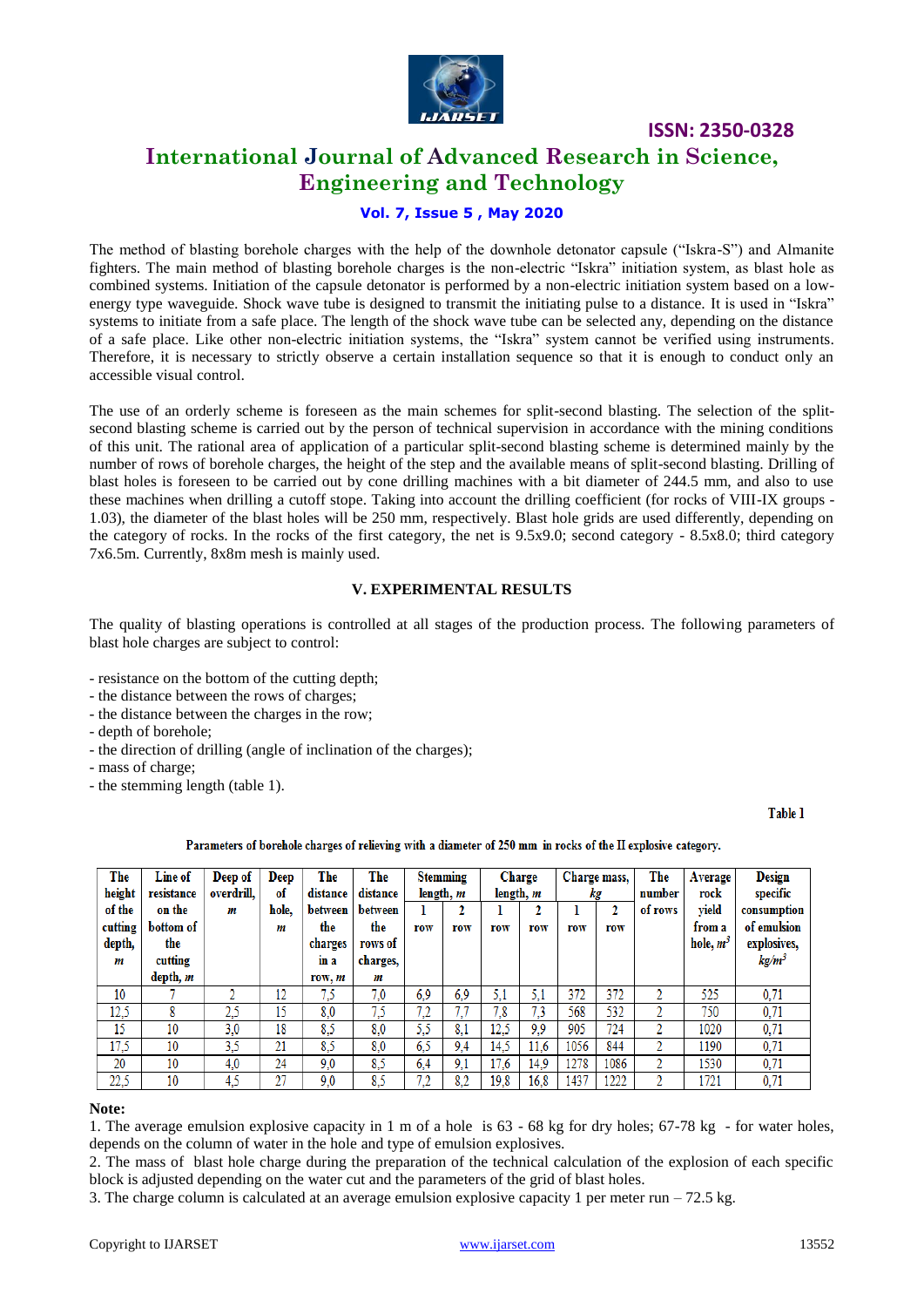The method of blasting borehole charges with the help of the downhole detonator capsule ("Iskra-S") and Almanite fighters. The main method of blasting borehole charges is the non-electric "Iskra" initiation system, as blast hole as combined systems. Initiation of the capsule detonator is performed by a non-electric initiation system based on a low-energy type waveguide. Shock wave tube is designed to transmit the initiating pulse to a distance. It is used in "Iskra" systems to initiate from a safe place. The length of the shock wave tube can be selected any, depending on the distance of a safe place. Like other non-electric initiation systems, the "Iskra" system cannot be verified using instruments. Therefore, it is necessary to strictly observe a certain installation sequence so that it is enough to conduct only an accessible visual control.

The use of an orderly scheme is foreseen as the main schemes for split-second blasting. The selection of the split-second blasting scheme is carried out by the person of technical supervision in accordance with the mining conditions of this unit. The rational area of application of a particular split-second blasting scheme is determined mainly by the number of rows of borehole charges, the height of the step and the available means of split-second blasting. Drilling of blast holes is foreseen to be carried out by cone drilling machines with a bit diameter of 244.5 mm, and also to use these machines when drilling a cutoff stope. Taking into account the drilling coefficient (for rocks of VIII-IX groups - 1.03), the diameter of the blast holes will be 250 mm, respectively. Blast hole grids are used differently, depending on the category of rocks. In the rocks of the first category, the net is 9.5x9.0; second category - 8.5x8.0; third category 7x6.5m. Currently, 8x8m mesh is mainly used.

## V. EXPERIMENTAL RESULTS

The quality of blasting operations is controlled at all stages of the production process. The following parameters of blast hole charges are subject to control:

- resistance on the bottom of the cutting depth;
- the distance between the rows of charges;
- the distance between the charges in the row;
- depth of borehole;
- the direction of drilling (angle of inclination of the charges);
- mass of charge;
- the stemming length (table 1).

Table 1

Parameters of borehole charges of relieving with a diameter of 250 mm in rocks of the II explosive category.

| The height of the cutting depth, *m* | Line of resistance on the bottom of the cutting depth, *m* | Deep of overdrill, *m* | Deep of hole, *m* | The distance between the charges in a row, *m* | The distance between the rows of charges, *m* | Stemming length, *m* | | Charge length, *m* | | Charge mass, *kg* | | The number of rows | Average rock yield from a hole, $m^3$ | Design specific consumption of emulsion explosives, $kg/m^3$ |
|---|---|---|---|---|---|---|---|---|---|---|---|---|---|---|
| | | | | | | 1 row | 2 row | 1 row | 2 row | 1 row | 2 row | | | |
| 10 | 7 | 2 | 12 | 7,5 | 7,0 | 6,9 | 6,9 | 5,1 | 5,1 | 372 | 372 | 2 | 525 | 0,71 |
| 12,5 | 8 | 2,5 | 15 | 8,0 | 7,5 | 7,2 | 7,7 | 7,8 | 7,3 | 568 | 532 | 2 | 750 | 0,71 |
| 15 | 10 | 3,0 | 18 | 8,5 | 8,0 | 5,5 | 8,1 | 12,5 | 9,9 | 905 | 724 | 2 | 1020 | 0,71 |
| 17,5 | 10 | 3,5 | 21 | 8,5 | 8,0 | 6,5 | 9,4 | 14,5 | 11,6 | 1056 | 844 | 2 | 1190 | 0,71 |
| 20 | 10 | 4,0 | 24 | 9,0 | 8,5 | 6,4 | 9,1 | 17,6 | 14,9 | 1278 | 1086 | 2 | 1530 | 0,71 |
| 22,5 | 10 | 4,5 | 27 | 9,0 | 8,5 | 7,2 | 8,2 | 19,8 | 16,8 | 1437 | 1222 | 2 | 1721 | 0,71 |

**Note:**

1. The average emulsion explosive capacity in 1 m of a hole is 63 - 68 kg for dry holes; 67-78 kg - for water holes, depends on the column of water in the hole and type of emulsion explosives.
2. The mass of blast hole charge during the preparation of the technical calculation of the explosion of each specific block is adjusted depending on the water cut and the parameters of the grid of blast holes.
3. The charge column is calculated at an average emulsion explosive capacity 1 per meter run – 72.5 kg.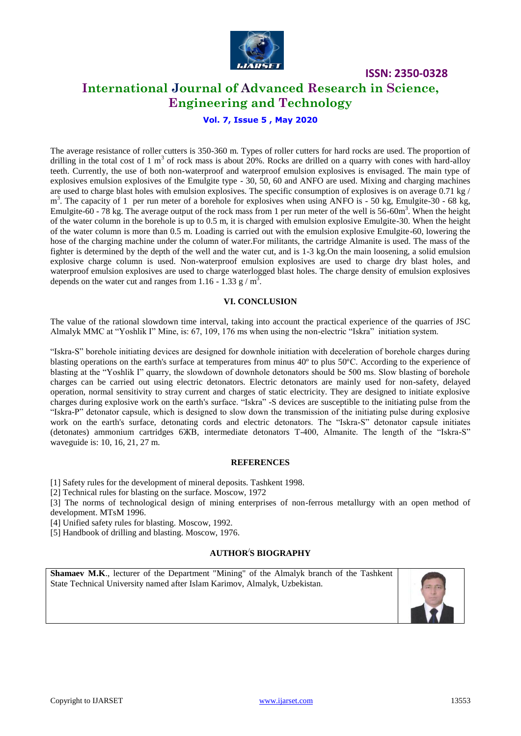The average resistance of roller cutters is 350-360 m. Types of roller cutters for hard rocks are used. The proportion of drilling in the total cost of 1 $m^3$ of rock mass is about 20%. Rocks are drilled on a quarry with cones with hard-alloy teeth. Currently, the use of both non-waterproof and waterproof emulsion explosives is envisaged. The main type of explosives emulsion explosives of the Emulgite type - 30, 50, 60 and ANFO are used. Mixing and charging machines are used to charge blast holes with emulsion explosives. The specific consumption of explosives is on average 0.71 kg / $m^3$. The capacity of 1 per run meter of a borehole for explosives when using ANFO is - 50 kg, Emulgite-30 - 68 kg, Emulgite-60 - 78 kg. The average output of the rock mass from 1 per run meter of the well is 56-60$m^3$. When the height of the water column in the borehole is up to 0.5 m, it is charged with emulsion explosive Emulgite-30. When the height of the water column is more than 0.5 m. Loading is carried out with the emulsion explosive Emulgite-60, lowering the hose of the charging machine under the column of water.For militants, the cartridge Almanite is used. The mass of the fighter is determined by the depth of the well and the water cut, and is 1-3 kg.On the main loosening, a solid emulsion explosive charge column is used. Non-waterproof emulsion explosives are used to charge dry blast holes, and waterproof emulsion explosives are used to charge waterlogged blast holes. The charge density of emulsion explosives depends on the water cut and ranges from 1.16 - 1.33 g / $m^3$.

## VI. CONCLUSION

The value of the rational slowdown time interval, taking into account the practical experience of the quarries of JSC Almalyk MMC at "Yoshlik I" Mine, is: 67, 109, 176 ms when using the non-electric "Iskra" initiation system.

"Iskra-S" borehole initiating devices are designed for downhole initiation with deceleration of borehole charges during blasting operations on the earth's surface at temperatures from minus 40º to plus 50ºC. According to the experience of blasting at the "Yoshlik I" quarry, the slowdown of downhole detonators should be 500 ms. Slow blasting of borehole charges can be carried out using electric detonators. Electric detonators are mainly used for non-safety, delayed operation, normal sensitivity to stray current and charges of static electricity. They are designed to initiate explosive charges during explosive work on the earth's surface. "Iskra" -S devices are susceptible to the initiating pulse from the "Iskra-P" detonator capsule, which is designed to slow down the transmission of the initiating pulse during explosive work on the earth's surface, detonating cords and electric detonators. The "Iskra-S" detonator capsule initiates (detonates) ammonium cartridges 6ЖВ, intermediate detonators T-400, Almanite. The length of the "Iskra-S" waveguide is: 10, 16, 21, 27 m.

## REFERENCES

[1] Safety rules for the development of mineral deposits. Tashkent 1998.

[2] Technical rules for blasting on the surface. Moscow, 1972

[3] The norms of technological design of mining enterprises of non-ferrous metallurgy with an open method of development. MTsM 1996.

[4] Unified safety rules for blasting. Moscow, 1992.

[5] Handbook of drilling and blasting. Moscow, 1976.

## AUTHOR'S BIOGRAPHY

**Shamaev M.K.**, lecturer of the Department "Mining" of the Almalyk branch of the Tashkent State Technical University named after Islam Karimov, Almalyk, Uzbekistan.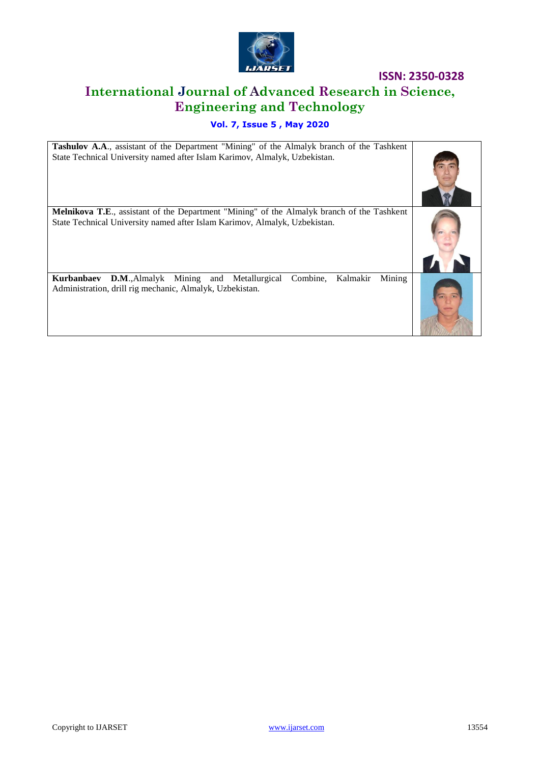| | |
|---|---|
| **Tashulov A.A**., assistant of the Department "Mining" of the Almalyk branch of the Tashkent State Technical University named after Islam Karimov, Almalyk, Uzbekistan. | |
| **Melnikova T.E**., assistant of the Department "Mining" of the Almalyk branch of the Tashkent State Technical University named after Islam Karimov, Almalyk, Uzbekistan. | |
| **Kurbanbaev D.M**.,Almalyk Mining and Metallurgical Combine, Kalmakir Mining Administration, drill rig mechanic, Almalyk, Uzbekistan. | |